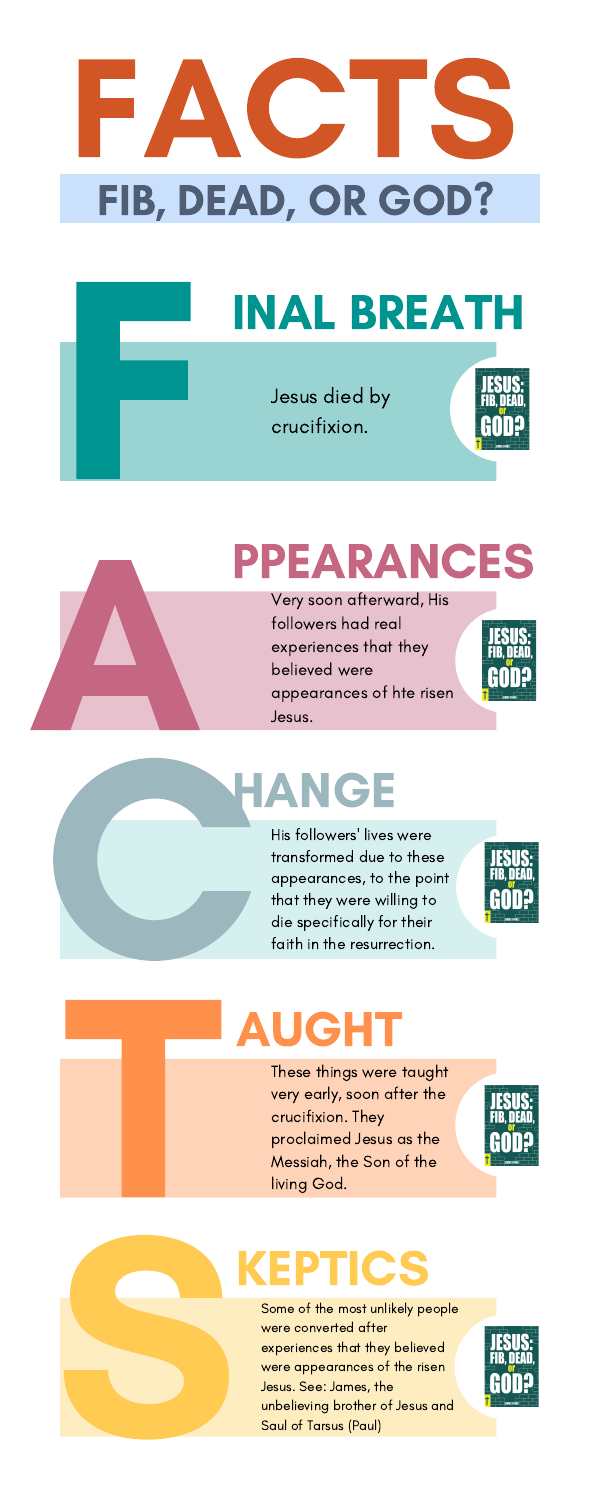# FACTS

## FIB, DEAD, OR GOD?

## F INAL BREATH

Jesus died by crucifixion.

## A PPEARANCES

Very soon afterward, His followers had real experiences that they believed were appearances of hte risen Jesus.

## C HANGE

His followers' lives were transformed due to these appearances, to the point that they were willing to die specifically for their faith in the resurrection.

## T AUGHT

These things were taught very early, soon after the crucifixion. They proclaimed Jesus as the Messiah, the Son of the living God.

## S KEPTICS

Some of the most unlikely people were converted after experiences that they believed were appearances of the risen Jesus. See: James, the unbelieving brother of Jesus and Saul of Tarsus (Paul)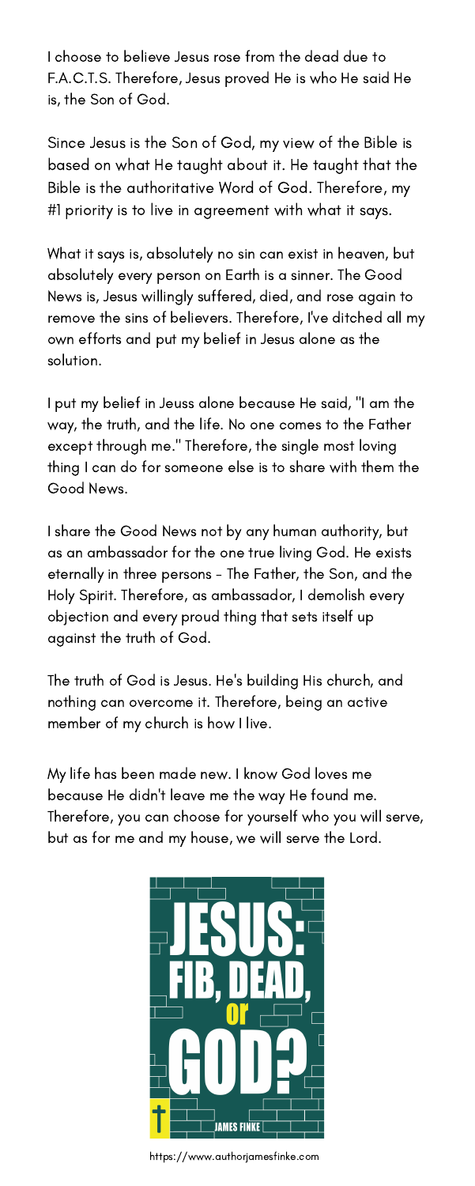I choose to believe Jesus rose from the dead due to F.A.C.T.S. Therefore, Jesus proved He is who He said He is, the Son of God.

Since Jesus is the Son of God, my view of the Bible is based on what He taught about it. He taught that the Bible is the authoritative Word of God. Therefore, my #1 priority is to live in agreement with what it says.

What it says is, absolutely no sin can exist in heaven, but absolutely every person on Earth is a sinner. The Good News is, Jesus willingly suffered, died, and rose again to remove the sins of believers. Therefore, I've ditched all my own efforts and put my belief in Jesus alone as the solution.

I put my belief in Jeuss alone because He said, "I am the way, the truth, and the life. No one comes to the Father except through me." Therefore, the single most loving thing I can do for someone else is to share with them the Good News.

I share the Good News not by any human authority, but as an ambassador for the one true living God. He exists eternally in three persons - The Father, the Son, and the Holy Spirit. Therefore, as ambassador, I demolish every objection and every proud thing that sets itself up against the truth of God.

The truth of God is Jesus. He's building His church, and nothing can overcome it. Therefore, being an active member of my church is how I live.

My life has been made new. I know God loves me because He didn't leave me the way He found me. Therefore, you can choose for yourself who you will serve, but as for me and my house, we will serve the Lord.

JESUS: FIB, DEAD, or GOD?

JAMES FINKE

https://www.authorjamesfinke.com